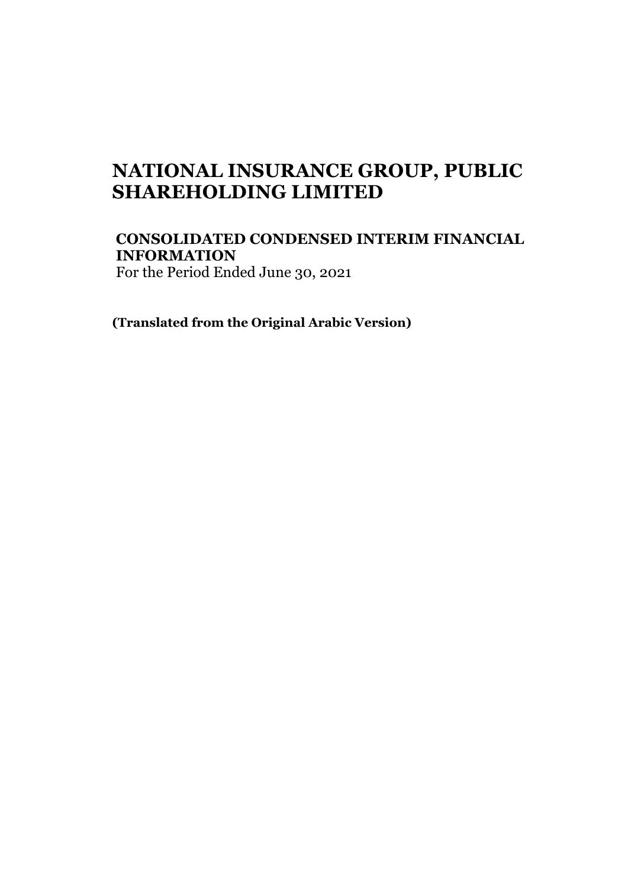# NATIONAL INSURANCE GROUP, PUBLIC SHAREHOLDING LIMITED

## CONSOLIDATED CONDENSED INTERIM FINANCIAL INFORMATION

For the Period Ended June 30, 2021

**(Translated from the Original Arabic Version)**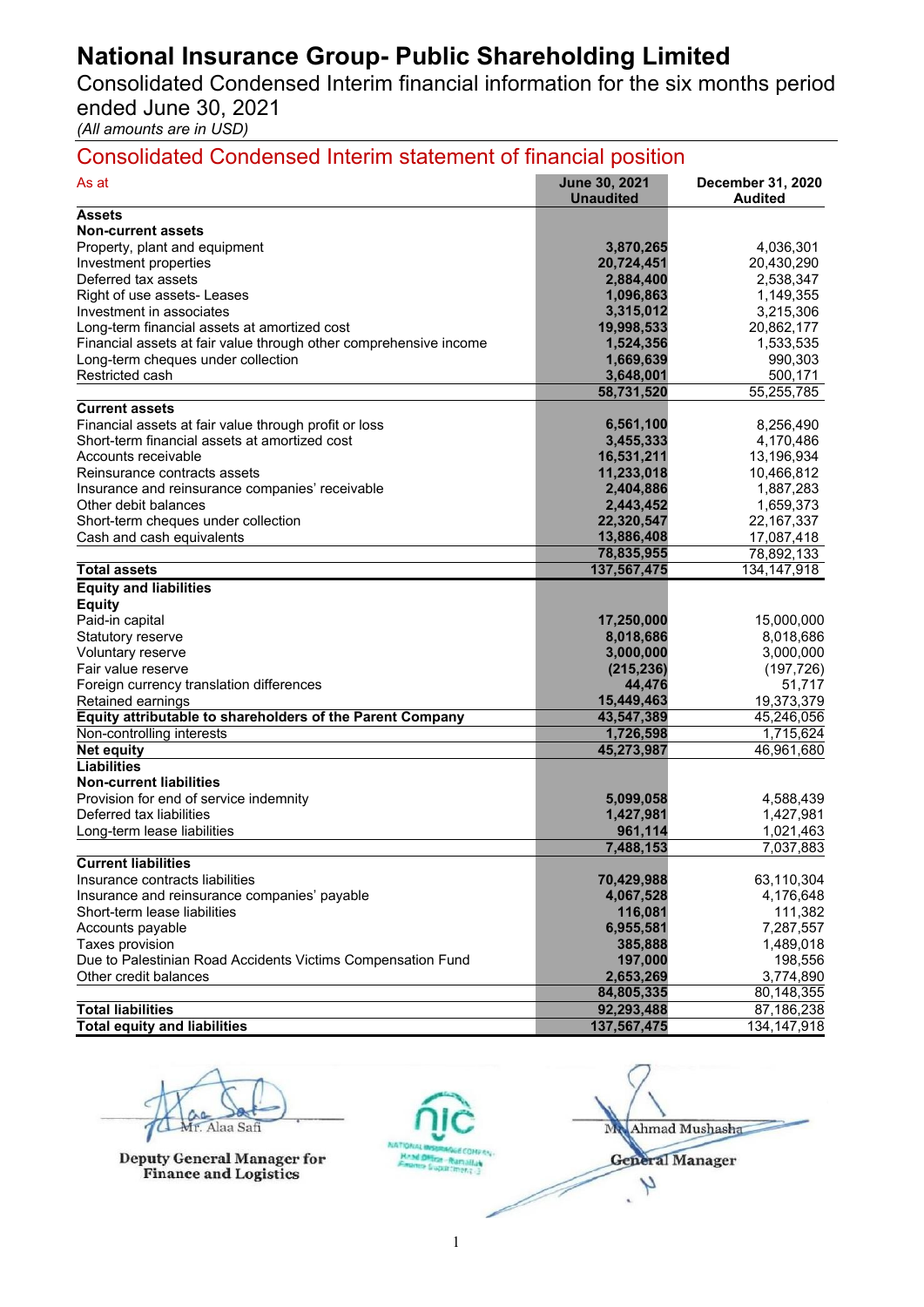# National Insurance Group- Public Shareholding Limited

Consolidated Condensed Interim financial information for the six months period ended June 30, 2021

*(All amounts are in USD)*

## Consolidated Condensed Interim statement of financial position

| As at | June 30, 2021 Unaudited | December 31, 2020 Audited |
|---|---|---|
| **Assets** | | |
| **Non-current assets** | | |
| Property, plant and equipment | **3,870,265** | 4,036,301 |
| Investment properties | **20,724,451** | 20,430,290 |
| Deferred tax assets | **2,884,400** | 2,538,347 |
| Right of use assets- Leases | **1,096,863** | 1,149,355 |
| Investment in associates | **3,315,012** | 3,215,306 |
| Long-term financial assets at amortized cost | **19,998,533** | 20,862,177 |
| Financial assets at fair value through other comprehensive income | **1,524,356** | 1,533,535 |
| Long-term cheques under collection | **1,669,639** | 990,303 |
| Restricted cash | **3,648,001** | 500,171 |
| | **58,731,520** | 55,255,785 |
| **Current assets** | | |
| Financial assets at fair value through profit or loss | **6,561,100** | 8,256,490 |
| Short-term financial assets at amortized cost | **3,455,333** | 4,170,486 |
| Accounts receivable | **16,531,211** | 13,196,934 |
| Reinsurance contracts assets | **11,233,018** | 10,466,812 |
| Insurance and reinsurance companies' receivable | **2,404,886** | 1,887,283 |
| Other debit balances | **2,443,452** | 1,659,373 |
| Short-term cheques under collection | **22,320,547** | 22,167,337 |
| Cash and cash equivalents | **13,886,408** | 17,087,418 |
| | **78,835,955** | 78,892,133 |
| **Total assets** | **137,567,475** | 134,147,918 |
| **Equity and liabilities** | | |
| **Equity** | | |
| Paid-in capital | **17,250,000** | 15,000,000 |
| Statutory reserve | **8,018,686** | 8,018,686 |
| Voluntary reserve | **3,000,000** | 3,000,000 |
| Fair value reserve | **(215,236)** | (197,726) |
| Foreign currency translation differences | **44,476** | 51,717 |
| Retained earnings | **15,449,463** | 19,373,379 |
| **Equity attributable to shareholders of the Parent Company** | **43,547,389** | 45,246,056 |
| Non-controlling interests | **1,726,598** | 1,715,624 |
| **Net equity** | **45,273,987** | 46,961,680 |
| **Liabilities** | | |
| **Non-current liabilities** | | |
| Provision for end of service indemnity | **5,099,058** | 4,588,439 |
| Deferred tax liabilities | **1,427,981** | 1,427,981 |
| Long-term lease liabilities | **961,114** | 1,021,463 |
| | **7,488,153** | 7,037,883 |
| **Current liabilities** | | |
| Insurance contracts liabilities | **70,429,988** | 63,110,304 |
| Insurance and reinsurance companies' payable | **4,067,528** | 4,176,648 |
| Short-term lease liabilities | **116,081** | 111,382 |
| Accounts payable | **6,955,581** | 7,287,557 |
| Taxes provision | **385,888** | 1,489,018 |
| Due to Palestinian Road Accidents Victims Compensation Fund | **197,000** | 198,556 |
| Other credit balances | **2,653,269** | 3,774,890 |
| | **84,805,335** | 80,148,355 |
| **Total liabilities** | **92,293,488** | 87,186,238 |
| **Total equity and liabilities** | **137,567,475** | 134,147,918 |

Mr. Alaa Safi
Deputy General Manager for Finance and Logistics

Mr. Ahmad Mushasha
General Manager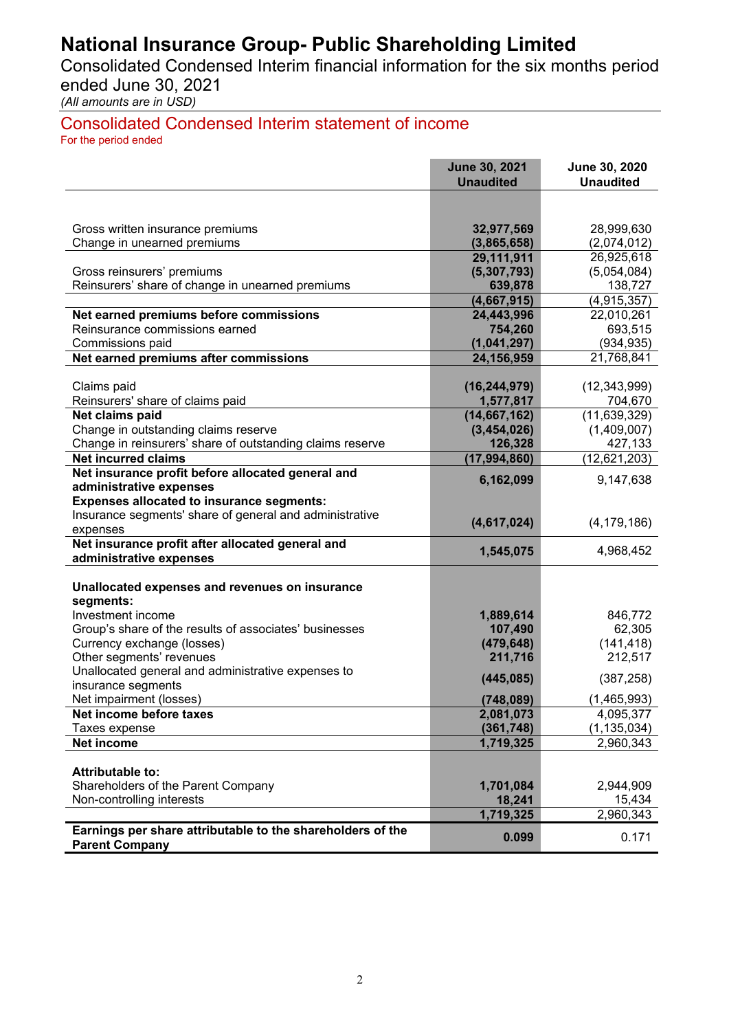# National Insurance Group- Public Shareholding Limited

Consolidated Condensed Interim financial information for the six months period ended June 30, 2021

*(All amounts are in USD)*

## Consolidated Condensed Interim statement of income

For the period ended

| | June 30, 2021 Unaudited | June 30, 2020 Unaudited |
|---|---|---|
| Gross written insurance premiums | **32,977,569** | 28,999,630 |
| Change in unearned premiums | **(3,865,658)** | (2,074,012) |
| | **29,111,911** | 26,925,618 |
| Gross reinsurers' premiums | **(5,307,793)** | (5,054,084) |
| Reinsurers' share of change in unearned premiums | **639,878** | 138,727 |
| | **(4,667,915)** | (4,915,357) |
| **Net earned premiums before commissions** | **24,443,996** | 22,010,261 |
| Reinsurance commissions earned | **754,260** | 693,515 |
| Commissions paid | **(1,041,297)** | (934,935) |
| **Net earned premiums after commissions** | **24,156,959** | 21,768,841 |
| Claims paid | **(16,244,979)** | (12,343,999) |
| Reinsurers' share of claims paid | **1,577,817** | 704,670 |
| **Net claims paid** | **(14,667,162)** | (11,639,329) |
| Change in outstanding claims reserve | **(3,454,026)** | (1,409,007) |
| Change in reinsurers' share of outstanding claims reserve | **126,328** | 427,133 |
| **Net incurred claims** | **(17,994,860)** | (12,621,203) |
| **Net insurance profit before allocated general and administrative expenses** | **6,162,099** | 9,147,638 |
| **Expenses allocated to insurance segments:** | | |
| Insurance segments' share of general and administrative expenses | **(4,617,024)** | (4,179,186) |
| **Net insurance profit after allocated general and administrative expenses** | **1,545,075** | 4,968,452 |
| **Unallocated expenses and revenues on insurance segments:** | | |
| Investment income | **1,889,614** | 846,772 |
| Group's share of the results of associates' businesses | **107,490** | 62,305 |
| Currency exchange (losses) | **(479,648)** | (141,418) |
| Other segments' revenues | **211,716** | 212,517 |
| Unallocated general and administrative expenses to insurance segments | **(445,085)** | (387,258) |
| Net impairment (losses) | **(748,089)** | (1,465,993) |
| **Net income before taxes** | **2,081,073** | 4,095,377 |
| Taxes expense | **(361,748)** | (1,135,034) |
| **Net income** | **1,719,325** | 2,960,343 |
| **Attributable to:** | | |
| Shareholders of the Parent Company | **1,701,084** | 2,944,909 |
| Non-controlling interests | **18,241** | 15,434 |
| | **1,719,325** | 2,960,343 |
| **Earnings per share attributable to the shareholders of the Parent Company** | **0.099** | 0.171 |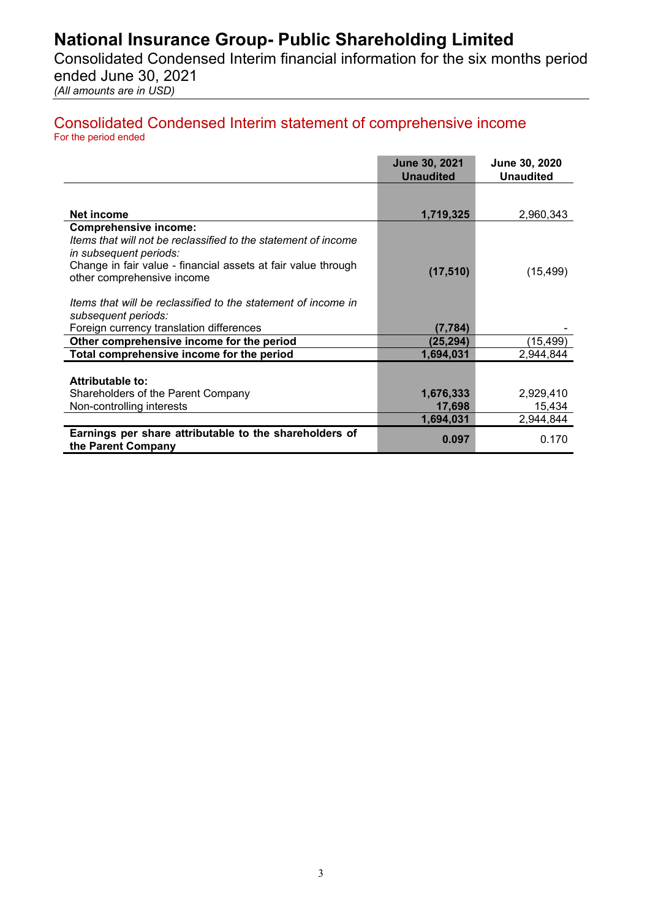# National Insurance Group- Public Shareholding Limited

Consolidated Condensed Interim financial information for the six months period ended June 30, 2021

*(All amounts are in USD)*

## Consolidated Condensed Interim statement of comprehensive income

For the period ended

| | June 30, 2021 Unaudited | June 30, 2020 Unaudited |
|---|---|---|
| **Net income** | **1,719,325** | 2,960,343 |
| **Comprehensive income:** | | |
| *Items that will not be reclassified to the statement of income in subsequent periods:* | | |
| Change in fair value - financial assets at fair value through other comprehensive income | **(17,510)** | (15,499) |
| *Items that will be reclassified to the statement of income in subsequent periods:* | | |
| Foreign currency translation differences | **(7,784)** | - |
| **Other comprehensive income for the period** | **(25,294)** | (15,499) |
| **Total comprehensive income for the period** | **1,694,031** | 2,944,844 |
| **Attributable to:** | | |
| Shareholders of the Parent Company | **1,676,333** | 2,929,410 |
| Non-controlling interests | **17,698** | 15,434 |
| | **1,694,031** | 2,944,844 |
| **Earnings per share attributable to the shareholders of the Parent Company** | **0.097** | 0.170 |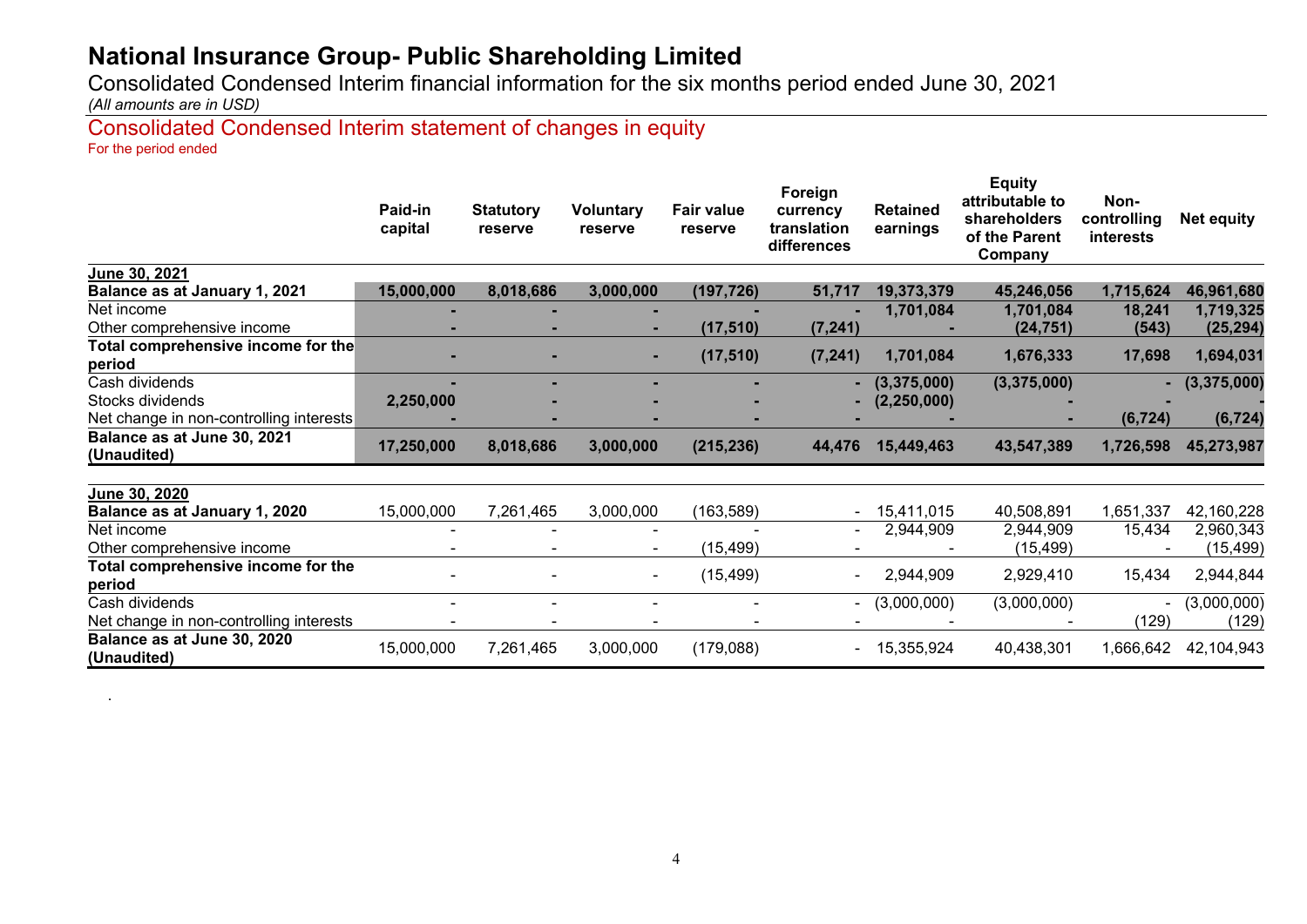# National Insurance Group- Public Shareholding Limited

Consolidated Condensed Interim financial information for the six months period ended June 30, 2021

*(All amounts are in USD)*

## Consolidated Condensed Interim statement of changes in equity

For the period ended

| | Paid-in capital | Statutory reserve | Voluntary reserve | Fair value reserve | Foreign currency translation differences | Retained earnings | Equity attributable to shareholders of the Parent Company | Non-controlling interests | Net equity |
|---|---|---|---|---|---|---|---|---|---|
| **June 30, 2021** | | | | | | | | | |
| **Balance as at January 1, 2021** | **15,000,000** | **8,018,686** | **3,000,000** | **(197,726)** | **51,717** | **19,373,379** | **45,246,056** | **1,715,624** | **46,961,680** |
| Net income | **-** | **-** | **-** | **-** | **-** | **1,701,084** | **1,701,084** | **18,241** | **1,719,325** |
| Other comprehensive income | **-** | **-** | **-** | **(17,510)** | **(7,241)** | **-** | **(24,751)** | **(543)** | **(25,294)** |
| **Total comprehensive income for the period** | **-** | **-** | **-** | **(17,510)** | **(7,241)** | **1,701,084** | **1,676,333** | **17,698** | **1,694,031** |
| Cash dividends | **-** | **-** | **-** | **-** | **-** | **(3,375,000)** | **(3,375,000)** | **-** | **(3,375,000)** |
| Stocks dividends | **2,250,000** | **-** | **-** | **-** | **-** | **(2,250,000)** | **-** | **-** | **-** |
| Net change in non-controlling interests | **-** | **-** | **-** | **-** | **-** | **-** | **-** | **(6,724)** | **(6,724)** |
| **Balance as at June 30, 2021 (Unaudited)** | **17,250,000** | **8,018,686** | **3,000,000** | **(215,236)** | **44,476** | **15,449,463** | **43,547,389** | **1,726,598** | **45,273,987** |
| **June 30, 2020** | | | | | | | | | |
| **Balance as at January 1, 2020** | 15,000,000 | 7,261,465 | 3,000,000 | (163,589) | - | 15,411,015 | 40,508,891 | 1,651,337 | 42,160,228 |
| Net income | - | - | - | - | - | 2,944,909 | 2,944,909 | 15,434 | 2,960,343 |
| Other comprehensive income | - | - | - | (15,499) | - | - | (15,499) | - | (15,499) |
| **Total comprehensive income for the period** | - | - | - | (15,499) | - | 2,944,909 | 2,929,410 | 15,434 | 2,944,844 |
| Cash dividends | - | - | - | - | - | (3,000,000) | (3,000,000) | - | (3,000,000) |
| Net change in non-controlling interests | - | - | - | - | - | - | - | (129) | (129) |
| **Balance as at June 30, 2020 (Unaudited)** | 15,000,000 | 7,261,465 | 3,000,000 | (179,088) | - | 15,355,924 | 40,438,301 | 1,666,642 | 42,104,943 |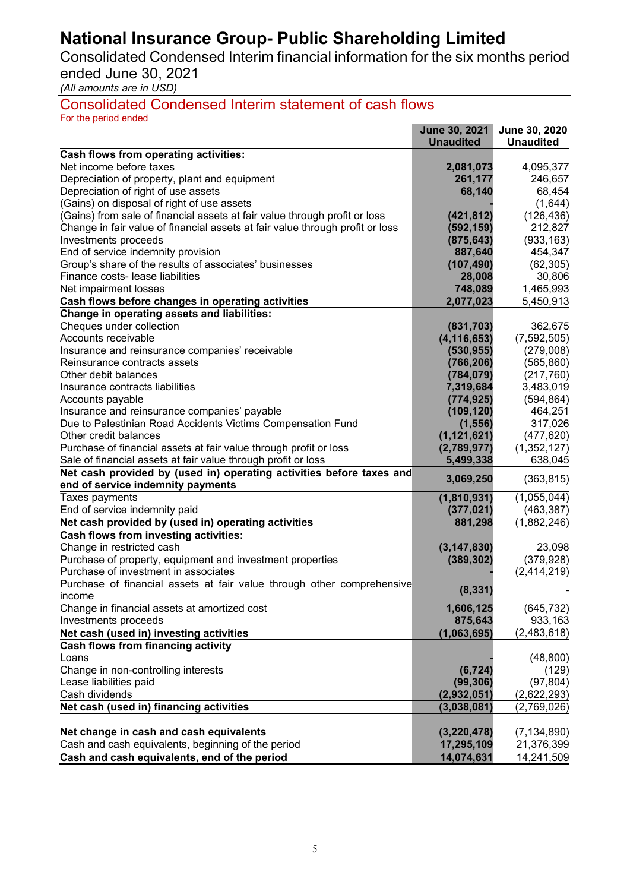# National Insurance Group- Public Shareholding Limited

Consolidated Condensed Interim financial information for the six months period ended June 30, 2021

*(All amounts are in USD)*

## Consolidated Condensed Interim statement of cash flows

For the period ended

| | June 30, 2021 Unaudited | June 30, 2020 Unaudited |
|---|---|---|
| **Cash flows from operating activities:** | | |
| Net income before taxes | **2,081,073** | 4,095,377 |
| Depreciation of property, plant and equipment | **261,177** | 246,657 |
| Depreciation of right of use assets | **68,140** | 68,454 |
| (Gains) on disposal of right of use assets | **-** | (1,644) |
| (Gains) from sale of financial assets at fair value through profit or loss | **(421,812)** | (126,436) |
| Change in fair value of financial assets at fair value through profit or loss | **(592,159)** | 212,827 |
| Investments proceeds | **(875,643)** | (933,163) |
| End of service indemnity provision | **887,640** | 454,347 |
| Group's share of the results of associates' businesses | **(107,490)** | (62,305) |
| Finance costs- lease liabilities | **28,008** | 30,806 |
| Net impairment losses | **748,089** | 1,465,993 |
| **Cash flows before changes in operating activities** | **2,077,023** | 5,450,913 |
| **Change in operating assets and liabilities:** | | |
| Cheques under collection | **(831,703)** | 362,675 |
| Accounts receivable | **(4,116,653)** | (7,592,505) |
| Insurance and reinsurance companies' receivable | **(530,955)** | (279,008) |
| Reinsurance contracts assets | **(766,206)** | (565,860) |
| Other debit balances | **(784,079)** | (217,760) |
| Insurance contracts liabilities | **7,319,684** | 3,483,019 |
| Accounts payable | **(774,925)** | (594,864) |
| Insurance and reinsurance companies' payable | **(109,120)** | 464,251 |
| Due to Palestinian Road Accidents Victims Compensation Fund | **(1,556)** | 317,026 |
| Other credit balances | **(1,121,621)** | (477,620) |
| Purchase of financial assets at fair value through profit or loss | **(2,789,977)** | (1,352,127) |
| Sale of financial assets at fair value through profit or loss | **5,499,338** | 638,045 |
| **Net cash provided by (used in) operating activities before taxes and end of service indemnity payments** | **3,069,250** | (363,815) |
| Taxes payments | **(1,810,931)** | (1,055,044) |
| End of service indemnity paid | **(377,021)** | (463,387) |
| **Net cash provided by (used in) operating activities** | **881,298** | (1,882,246) |
| **Cash flows from investing activities:** | | |
| Change in restricted cash | **(3,147,830)** | 23,098 |
| Purchase of property, equipment and investment properties | **(389,302)** | (379,928) |
| Purchase of investment in associates | **-** | (2,414,219) |
| Purchase of financial assets at fair value through other comprehensive income | **(8,331)** | - |
| Change in financial assets at amortized cost | **1,606,125** | (645,732) |
| Investments proceeds | **875,643** | 933,163 |
| **Net cash (used in) investing activities** | **(1,063,695)** | (2,483,618) |
| **Cash flows from financing activity** | | |
| Loans | **-** | (48,800) |
| Change in non-controlling interests | **(6,724)** | (129) |
| Lease liabilities paid | **(99,306)** | (97,804) |
| Cash dividends | **(2,932,051)** | (2,622,293) |
| **Net cash (used in) financing activities** | **(3,038,081)** | (2,769,026) |
| | | |
| **Net change in cash and cash equivalents** | **(3,220,478)** | (7,134,890) |
| Cash and cash equivalents, beginning of the period | **17,295,109** | 21,376,399 |
| **Cash and cash equivalents, end of the period** | **14,074,631** | 14,241,509 |